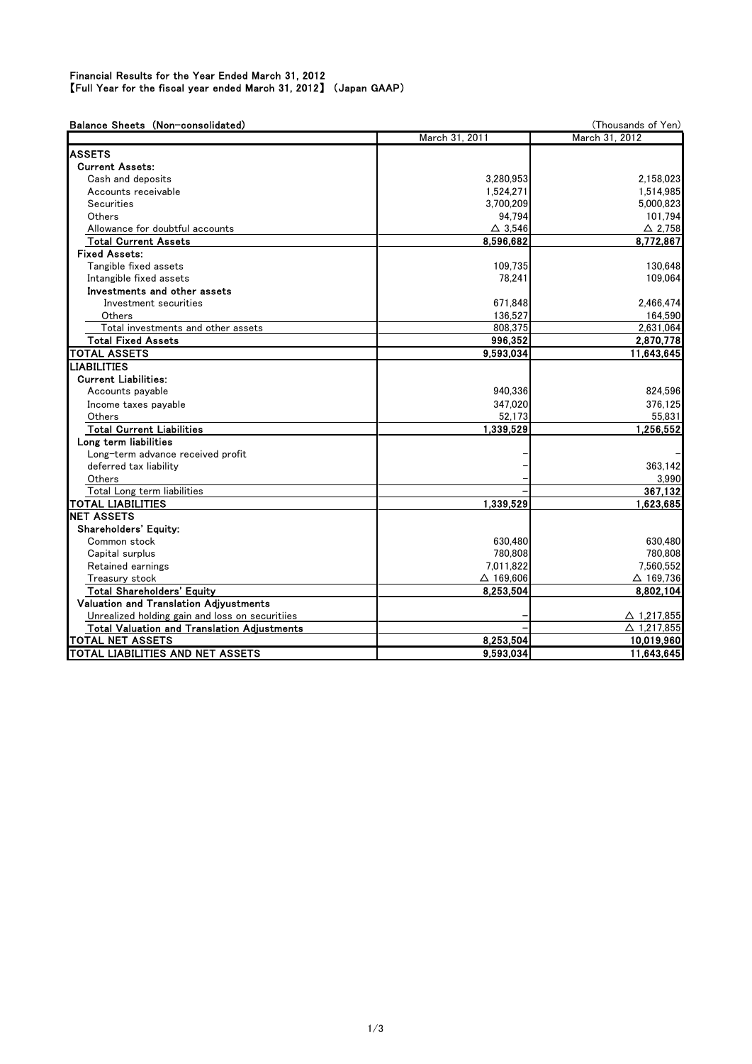Financial Results for the Year Ended March 31, 2012
【Full Year for the fiscal year ended March 31, 2012】 (Japan GAAP)

Balance Sheets (Non-consolidated)

(Thousands of Yen)

| | March 31, 2011 | March 31, 2012 |
|---|---|---|
| **ASSETS** | | |
| **Current Assets:** | | |
| Cash and deposits | 3,280,953 | 2,158,023 |
| Accounts receivable | 1,524,271 | 1,514,985 |
| Securities | 3,700,209 | 5,000,823 |
| Others | 94,794 | 101,794 |
| Allowance for doubtful accounts | △ 3,546 | △ 2,758 |
| **Total Current Assets** | 8,596,682 | 8,772,867 |
| **Fixed Assets:** | | |
| Tangible fixed assets | 109,735 | 130,648 |
| Intangible fixed assets | 78,241 | 109,064 |
| Investments and other assets | | |
| Investment securities | 671,848 | 2,466,474 |
| Others | 136,527 | 164,590 |
| Total investments and other assets | 808,375 | 2,631,064 |
| **Total Fixed Assets** | 996,352 | 2,870,778 |
| **TOTAL ASSETS** | 9,593,034 | 11,643,645 |
| **LIABILITIES** | | |
| **Current Liabilities:** | | |
| Accounts payable | 940,336 | 824,596 |
| Income taxes payable | 347,020 | 376,125 |
| Others | 52,173 | 55,831 |
| **Total Current Liabilities** | 1,339,529 | 1,256,552 |
| Long term liabilities | | |
| Long-term advance received profit | – | – |
| deferred tax liability | – | 363,142 |
| Others | – | 3,990 |
| Total Long term liabilities | – | 367,132 |
| **TOTAL LIABILITIES** | 1,339,529 | 1,623,685 |
| **NET ASSETS** | | |
| **Shareholders' Equity:** | | |
| Common stock | 630,480 | 630,480 |
| Capital surplus | 780,808 | 780,808 |
| Retained earnings | 7,011,822 | 7,560,552 |
| Treasury stock | △ 169,606 | △ 169,736 |
| **Total Shareholders' Equity** | 8,253,504 | 8,802,104 |
| Valuation and Translation Adjyustments | | |
| Unrealized holding gain and loss on securitiies | – | △ 1,217,855 |
| **Total Valuation and Translation Adjustments** | – | △ 1,217,855 |
| **TOTAL NET ASSETS** | 8,253,504 | 10,019,960 |
| **TOTAL LIABILITIES AND NET ASSETS** | 9,593,034 | 11,643,645 |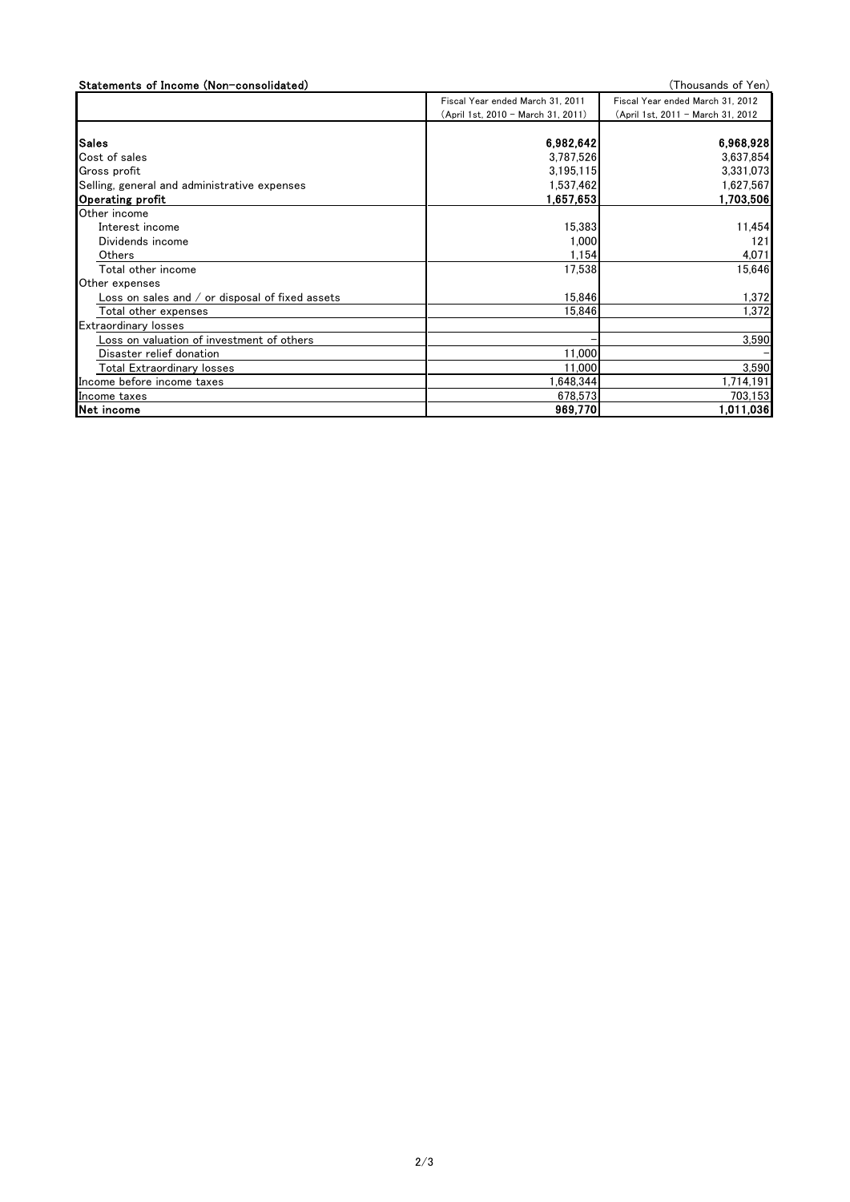**Statements of Income (Non-consolidated)**

(Thousands of Yen)

| | Fiscal Year ended March 31, 2011 (April 1st, 2010 – March 31, 2011) | Fiscal Year ended March 31, 2012 (April 1st, 2011 – March 31, 2012 |
|---|---|---|
| **Sales** | **6,982,642** | **6,968,928** |
| Cost of sales | 3,787,526 | 3,637,854 |
| Gross profit | 3,195,115 | 3,331,073 |
| Selling, general and administrative expenses | 1,537,462 | 1,627,567 |
| **Operating profit** | **1,657,653** | **1,703,506** |
| Other income | | |
| Interest income | 15,383 | 11,454 |
| Dividends income | 1,000 | 121 |
| Others | 1,154 | 4,071 |
| Total other income | 17,538 | 15,646 |
| Other expenses | | |
| Loss on sales and / or disposal of fixed assets | 15,846 | 1,372 |
| Total other expenses | 15,846 | 1,372 |
| Extraordinary losses | | |
| Loss on valuation of investment of others | – | 3,590 |
| Disaster relief donation | 11,000 | – |
| Total Extraordinary losses | 11,000 | 3,590 |
| Income before income taxes | 1,648,344 | 1,714,191 |
| Income taxes | 678,573 | 703,153 |
| **Net income** | **969,770** | **1,011,036** |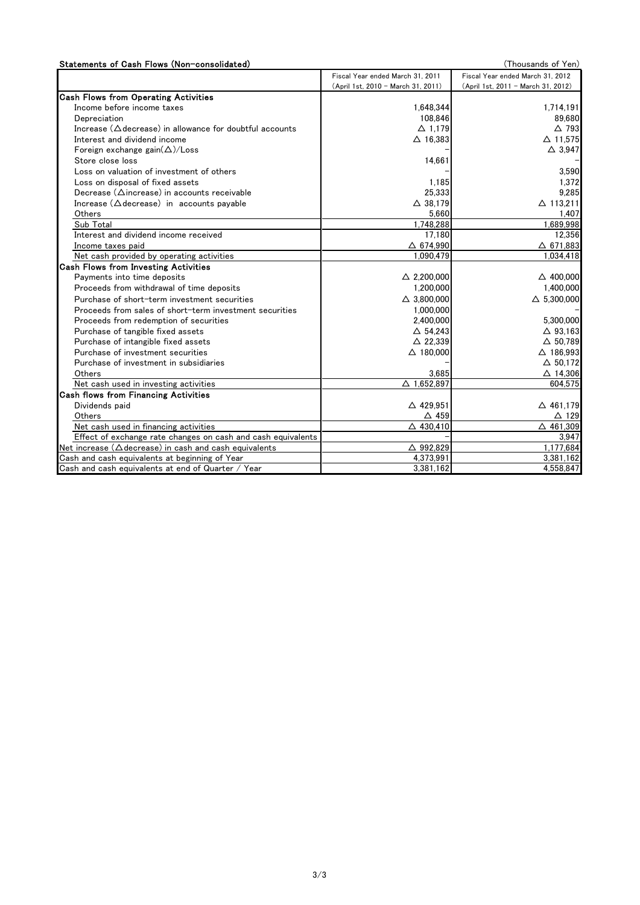**Statements of Cash Flows (Non-consolidated)**

(Thousands of Yen)

| | Fiscal Year ended March 31, 2011 (April 1st, 2010 – March 31, 2011) | Fiscal Year ended March 31, 2012 (April 1st, 2011 – March 31, 2012) |
|---|---|---|
| **Cash Flows from Operating Activities** | | |
| Income before income taxes | 1,648,344 | 1,714,191 |
| Depreciation | 108,846 | 89,680 |
| Increase (△decrease) in allowance for doubtful accounts | △ 1,179 | △ 793 |
| Interest and dividend income | △ 16,383 | △ 11,575 |
| Foreign exchange gain(△)/Loss | – | △ 3,947 |
| Store close loss | 14,661 | – |
| Loss on valuation of investment of others | – | 3,590 |
| Loss on disposal of fixed assets | 1,185 | 1,372 |
| Decrease (△increase) in accounts receivable | 25,333 | 9,285 |
| Increase (△decrease) in accounts payable | △ 38,179 | △ 113,211 |
| Others | 5,660 | 1,407 |
| Sub Total | 1,748,288 | 1,689,998 |
| Interest and dividend income received | 17,180 | 12,356 |
| Income taxes paid | △ 674,990 | △ 671,883 |
| Net cash provided by operating activities | 1,090,479 | 1,034,418 |
| **Cash Flows from Investing Activities** | | |
| Payments into time deposits | △ 2,200,000 | △ 400,000 |
| Proceeds from withdrawal of time deposits | 1,200,000 | 1,400,000 |
| Purchase of short-term investment securities | △ 3,800,000 | △ 5,300,000 |
| Proceeds from sales of short-term investment securities | 1,000,000 | – |
| Proceeds from redemption of securities | 2,400,000 | 5,300,000 |
| Purchase of tangible fixed assets | △ 54,243 | △ 93,163 |
| Purchase of intangible fixed assets | △ 22,339 | △ 50,789 |
| Purchase of investment securities | △ 180,000 | △ 186,993 |
| Purchase of investment in subsidiaries | – | △ 50,172 |
| Others | 3,685 | △ 14,306 |
| Net cash used in investing activities | △ 1,652,897 | 604,575 |
| **Cash flows from Financing Activities** | | |
| Dividends paid | △ 429,951 | △ 461,179 |
| Others | △ 459 | △ 129 |
| Net cash used in financing activities | △ 430,410 | △ 461,309 |
| Effect of exchange rate changes on cash and cash equivalents | – | 3,947 |
| Net increase (△decrease) in cash and cash equivalents | △ 992,829 | 1,177,684 |
| Cash and cash equivalents at beginning of Year | 4,373,991 | 3,381,162 |
| Cash and cash equivalents at end of Quarter / Year | 3,381,162 | 4,558,847 |